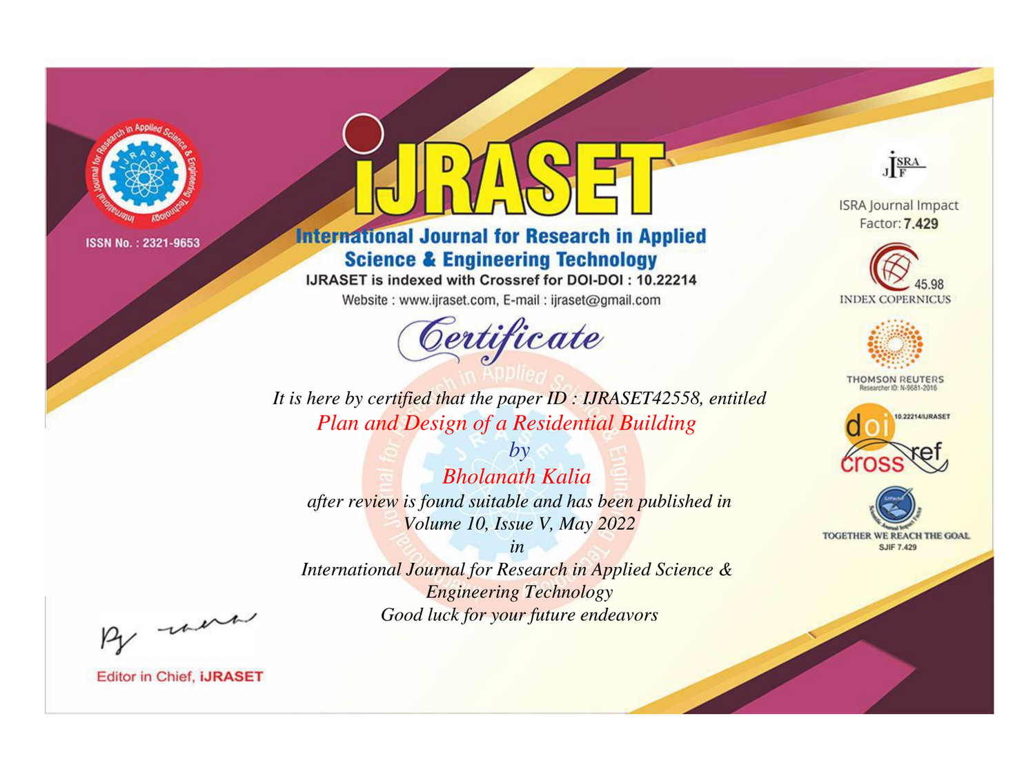ISSN No. : 2321-9653

# iJRASET

## International Journal for Research in Applied Science & Engineering Technology

IJRASET is indexed with Crossref for DOI-DOI : 10.22214

Website : www.ijraset.com, E-mail : ijraset@gmail.com

## *Certificate*

*It is here by certified that the paper ID : IJRASET42558, entitled*

*Plan and Design of a Residential Building*

*by*

*Bholanath Kalia*

*after review is found suitable and has been published in*

*Volume 10, Issue V, May 2022*

*in*

*International Journal for Research in Applied Science & Engineering Technology*

*Good luck for your future endeavors*

ISRA Journal Impact Factor: **7.429**

45.98 INDEX COPERNICUS

THOMSON REUTERS Researcher ID: N-9681-2016

10.22214/IJRASET

TOGETHER WE REACH THE GOAL SJIF 7.429

Editor in Chief, **iJRASET**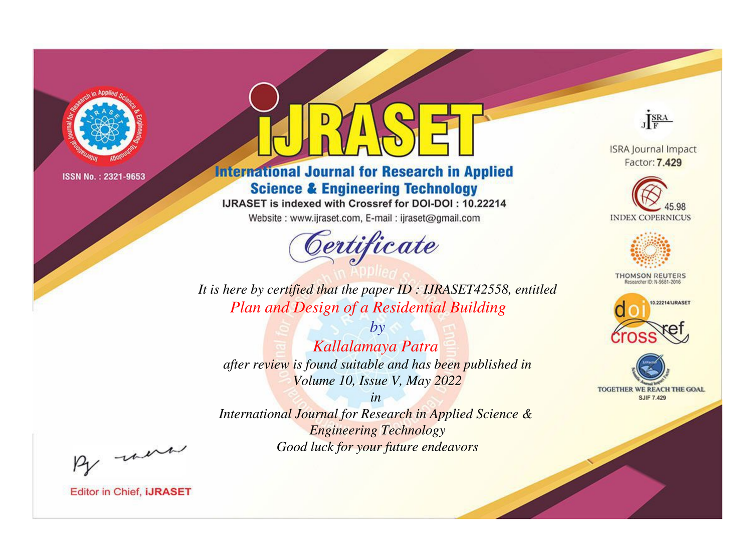ISSN No. : 2321-9653

# iJRASET

## International Journal for Research in Applied Science & Engineering Technology

IJRASET is indexed with Crossref for DOI-DOI : 10.22214

Website : www.ijraset.com, E-mail : ijraset@gmail.com

# *Certificate*

*It is here by certified that the paper ID : IJRASET42558, entitled*

*Plan and Design of a Residential Building*

*by*

*Kallalamaya Patra*

*after review is found suitable and has been published in*

*Volume 10, Issue V, May 2022*

*in*

*International Journal for Research in Applied Science & Engineering Technology*

*Good luck for your future endeavors*

ISRA Journal Impact Factor: **7.429**

45.98 INDEX COPERNICUS

THOMSON REUTERS Researcher ID: N-9681-2016

10.22214/IJRASET

TOGETHER WE REACH THE GOAL SJIF 7.429

Editor in Chief, **iJRASET**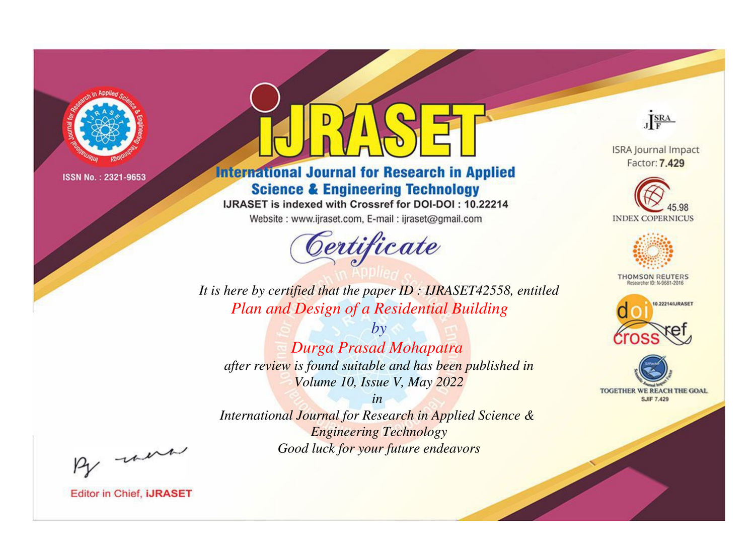ISSN No. : 2321-9653

# iJRASET

## International Journal for Research in Applied Science & Engineering Technology

IJRASET is indexed with Crossref for DOI-DOI : 10.22214

Website : www.ijraset.com, E-mail : ijraset@gmail.com

ISRA Journal Impact Factor: **7.429**

45.98 INDEX COPERNICUS

THOMSON REUTERS Researcher ID: N-9681-2016

10.22214/IJRASET

TOGETHER WE REACH THE GOAL SJIF 7.429

# *Certificate*

*It is here by certified that the paper ID : IJRASET42558, entitled*

*Plan and Design of a Residential Building*

*by*

*Durga Prasad Mohapatra*

*after review is found suitable and has been published in*

*Volume 10, Issue V, May 2022*

*in*

*International Journal for Research in Applied Science & Engineering Technology*

*Good luck for your future endeavors*

Editor in Chief, **iJRASET**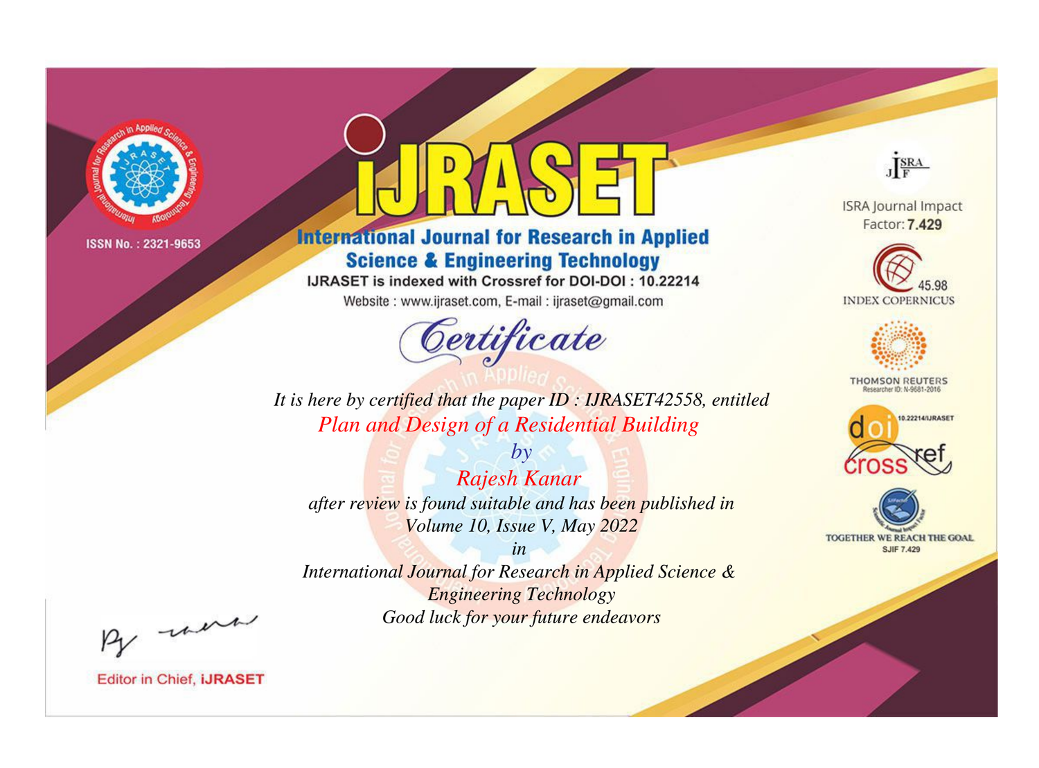ISSN No. : 2321-9653

# iJRASET

## International Journal for Research in Applied Science & Engineering Technology

IJRASET is indexed with Crossref for DOI-DOI : 10.22214

Website : www.ijraset.com, E-mail : ijraset@gmail.com

ISRA Journal Impact Factor: **7.429**

45.98 INDEX COPERNICUS

THOMSON REUTERS Researcher ID: N-9681-2016

10.22214/IJRASET

TOGETHER WE REACH THE GOAL SJIF 7.429

## *Certificate*

*It is here by certified that the paper ID : IJRASET42558, entitled*

*Plan and Design of a Residential Building*

*by*

*Rajesh Kanar*

*after review is found suitable and has been published in*

*Volume 10, Issue V, May 2022*

*in*

*International Journal for Research in Applied Science & Engineering Technology*

*Good luck for your future endeavors*

Editor in Chief, **iJRASET**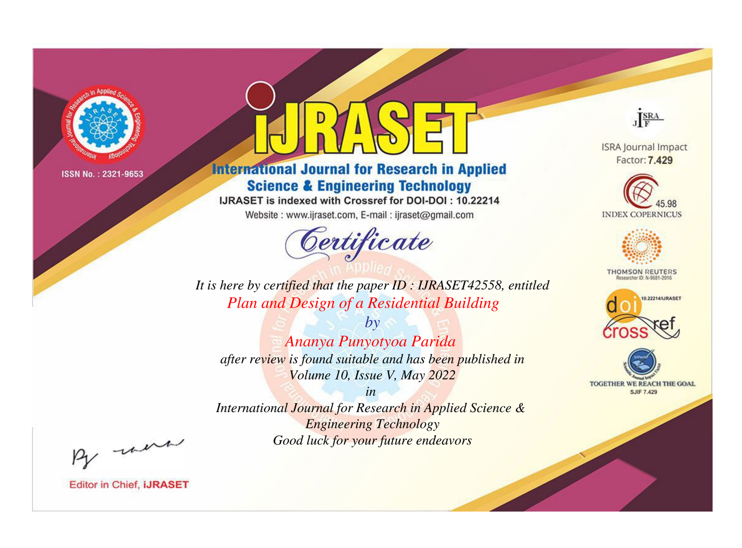ISSN No. : 2321-9653

# iJRASET

## International Journal for Research in Applied Science & Engineering Technology

IJRASET is indexed with Crossref for DOI-DOI : 10.22214

Website : www.ijraset.com, E-mail : ijraset@gmail.com

ISRA Journal Impact Factor: **7.429**

45.98 INDEX COPERNICUS

THOMSON REUTERS Researcher ID: N-9681-2016

10.22214/IJRASET

TOGETHER WE REACH THE GOAL SJIF 7.429

## *Certificate*

*It is here by certified that the paper ID : IJRASET42558, entitled*

*Plan and Design of a Residential Building*

*by*

*Ananya Punyotyoa Parida*

*after review is found suitable and has been published in*

*Volume 10, Issue V, May 2022*

*in*

*International Journal for Research in Applied Science & Engineering Technology*

*Good luck for your future endeavors*

Editor in Chief, **iJRASET**